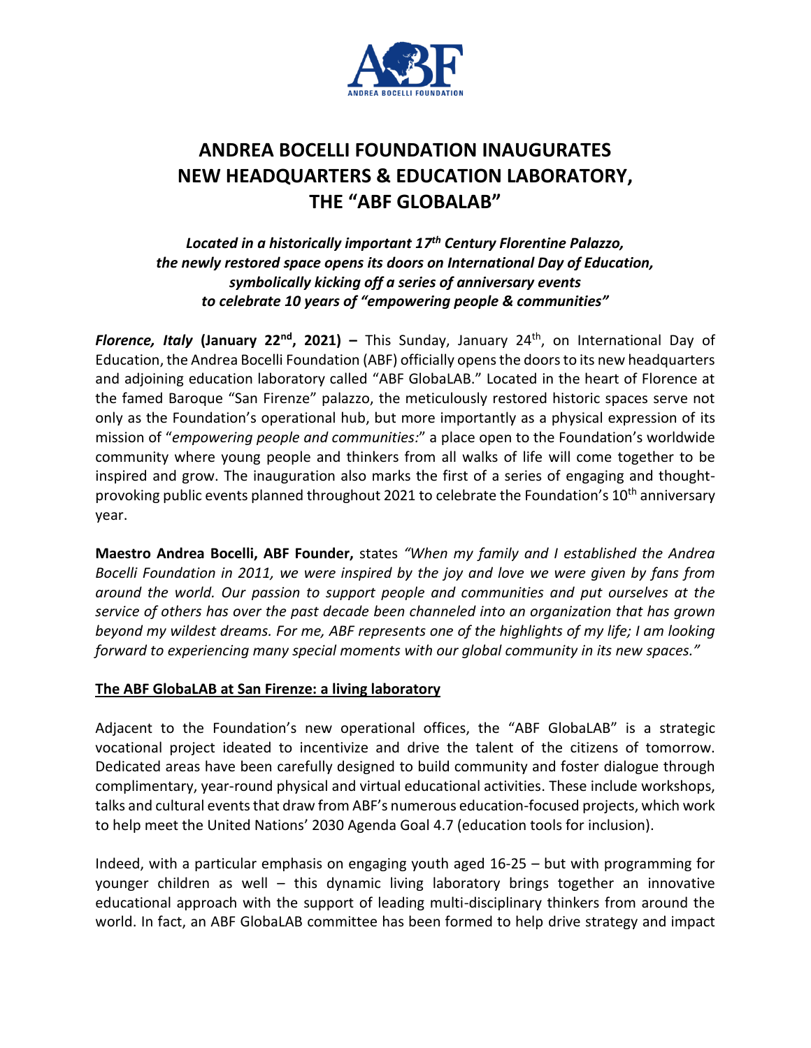# ANDREA BOCELLI FOUNDATION INAUGURATES NEW HEADQUARTERS & EDUCATION LABORATORY, THE "ABF GLOBALAB"

***Located in a historically important 17th Century Florentine Palazzo, the newly restored space opens its doors on International Day of Education, symbolically kicking off a series of anniversary events to celebrate 10 years of "empowering people & communities"***

***Florence, Italy*** **(January 22nd, 2021) –** This Sunday, January 24th, on International Day of Education, the Andrea Bocelli Foundation (ABF) officially opens the doors to its new headquarters and adjoining education laboratory called "ABF GlobaLAB." Located in the heart of Florence at the famed Baroque "San Firenze" palazzo, the meticulously restored historic spaces serve not only as the Foundation's operational hub, but more importantly as a physical expression of its mission of "*empowering people and communities:*" a place open to the Foundation's worldwide community where young people and thinkers from all walks of life will come together to be inspired and grow. The inauguration also marks the first of a series of engaging and thought-provoking public events planned throughout 2021 to celebrate the Foundation's 10th anniversary year.

**Maestro Andrea Bocelli, ABF Founder,** states *"When my family and I established the Andrea Bocelli Foundation in 2011, we were inspired by the joy and love we were given by fans from around the world. Our passion to support people and communities and put ourselves at the service of others has over the past decade been channeled into an organization that has grown beyond my wildest dreams. For me, ABF represents one of the highlights of my life; I am looking forward to experiencing many special moments with our global community in its new spaces."*

## The ABF GlobaLAB at San Firenze: a living laboratory

Adjacent to the Foundation's new operational offices, the "ABF GlobaLAB" is a strategic vocational project ideated to incentivize and drive the talent of the citizens of tomorrow. Dedicated areas have been carefully designed to build community and foster dialogue through complimentary, year-round physical and virtual educational activities. These include workshops, talks and cultural events that draw from ABF's numerous education-focused projects, which work to help meet the United Nations' 2030 Agenda Goal 4.7 (education tools for inclusion).

Indeed, with a particular emphasis on engaging youth aged 16-25 – but with programming for younger children as well – this dynamic living laboratory brings together an innovative educational approach with the support of leading multi-disciplinary thinkers from around the world. In fact, an ABF GlobaLAB committee has been formed to help drive strategy and impact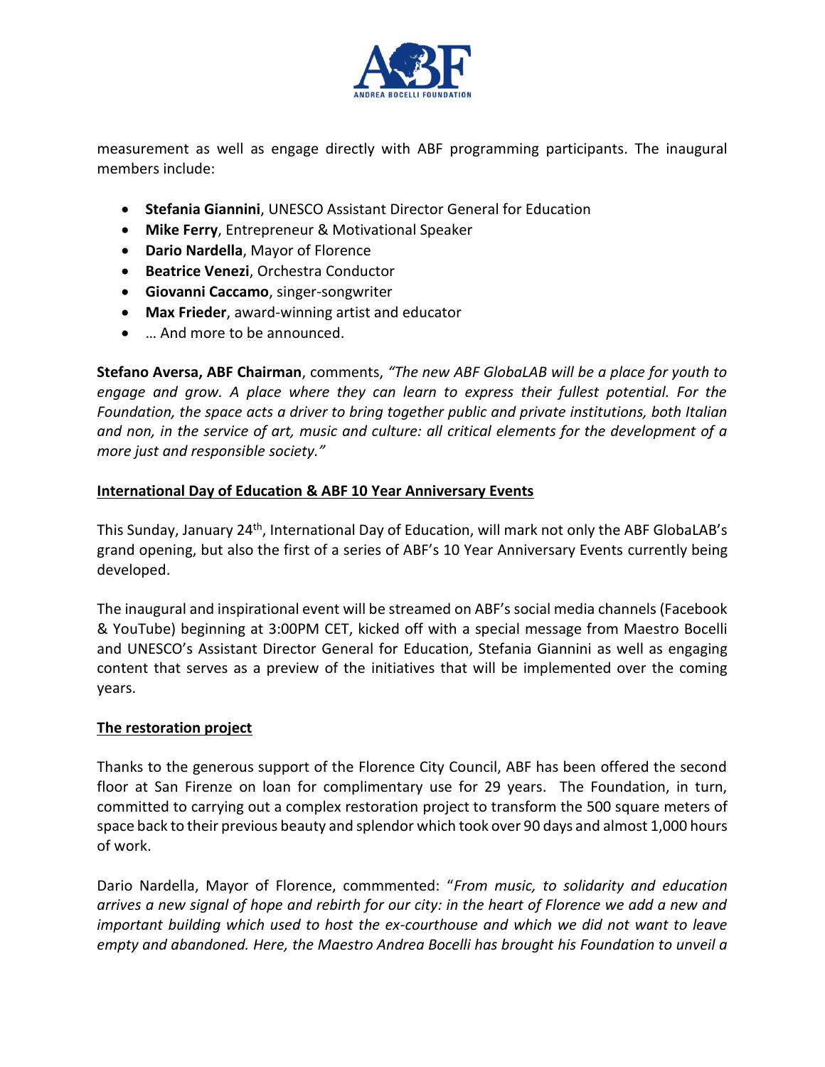measurement as well as engage directly with ABF programming participants. The inaugural members include:

- **Stefania Giannini**, UNESCO Assistant Director General for Education
- **Mike Ferry**, Entrepreneur & Motivational Speaker
- **Dario Nardella**, Mayor of Florence
- **Beatrice Venezi**, Orchestra Conductor
- **Giovanni Caccamo**, singer-songwriter
- **Max Frieder**, award-winning artist and educator
- … And more to be announced.

**Stefano Aversa, ABF Chairman**, comments, *"The new ABF GlobaLAB will be a place for youth to engage and grow. A place where they can learn to express their fullest potential. For the Foundation, the space acts a driver to bring together public and private institutions, both Italian and non, in the service of art, music and culture: all critical elements for the development of a more just and responsible society."*

## International Day of Education & ABF 10 Year Anniversary Events

This Sunday, January 24th, International Day of Education, will mark not only the ABF GlobaLAB's grand opening, but also the first of a series of ABF's 10 Year Anniversary Events currently being developed.

The inaugural and inspirational event will be streamed on ABF's social media channels (Facebook & YouTube) beginning at 3:00PM CET, kicked off with a special message from Maestro Bocelli and UNESCO's Assistant Director General for Education, Stefania Giannini as well as engaging content that serves as a preview of the initiatives that will be implemented over the coming years.

## The restoration project

Thanks to the generous support of the Florence City Council, ABF has been offered the second floor at San Firenze on loan for complimentary use for 29 years. The Foundation, in turn, committed to carrying out a complex restoration project to transform the 500 square meters of space back to their previous beauty and splendor which took over 90 days and almost 1,000 hours of work.

Dario Nardella, Mayor of Florence, commmented: "*From music, to solidarity and education arrives a new signal of hope and rebirth for our city: in the heart of Florence we add a new and important building which used to host the ex-courthouse and which we did not want to leave empty and abandoned. Here, the Maestro Andrea Bocelli has brought his Foundation to unveil a*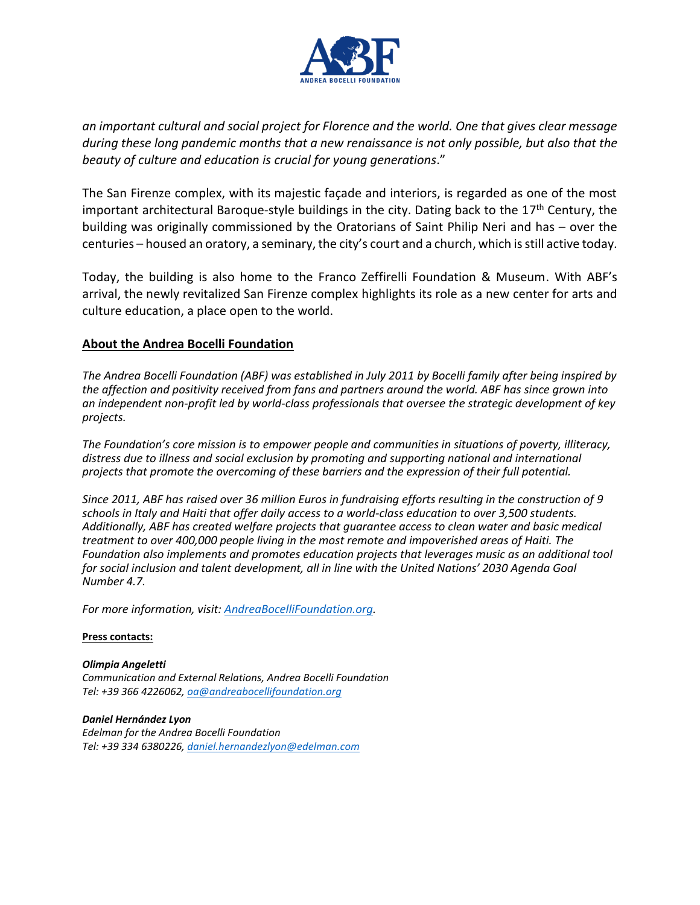*an important cultural and social project for Florence and the world. One that gives clear message during these long pandemic months that a new renaissance is not only possible, but also that the beauty of culture and education is crucial for young generations*."

The San Firenze complex, with its majestic façade and interiors, is regarded as one of the most important architectural Baroque-style buildings in the city. Dating back to the 17th Century, the building was originally commissioned by the Oratorians of Saint Philip Neri and has – over the centuries – housed an oratory, a seminary, the city's court and a church, which is still active today.

Today, the building is also home to the Franco Zeffirelli Foundation & Museum. With ABF's arrival, the newly revitalized San Firenze complex highlights its role as a new center for arts and culture education, a place open to the world.

## About the Andrea Bocelli Foundation

*The Andrea Bocelli Foundation (ABF) was established in July 2011 by Bocelli family after being inspired by the affection and positivity received from fans and partners around the world. ABF has since grown into an independent non-profit led by world-class professionals that oversee the strategic development of key projects.*

*The Foundation's core mission is to empower people and communities in situations of poverty, illiteracy, distress due to illness and social exclusion by promoting and supporting national and international projects that promote the overcoming of these barriers and the expression of their full potential.*

*Since 2011, ABF has raised over 36 million Euros in fundraising efforts resulting in the construction of 9 schools in Italy and Haiti that offer daily access to a world-class education to over 3,500 students. Additionally, ABF has created welfare projects that guarantee access to clean water and basic medical treatment to over 400,000 people living in the most remote and impoverished areas of Haiti. The Foundation also implements and promotes education projects that leverages music as an additional tool for social inclusion and talent development, all in line with the United Nations' 2030 Agenda Goal Number 4.7.*

*For more information, visit: AndreaBocelliFoundation.org.*

**Press contacts:**

***Olimpia Angeletti***
*Communication and External Relations, Andrea Bocelli Foundation*
*Tel: +39 366 4226062, oa@andreabocellifoundation.org*

***Daniel Hernández Lyon***
*Edelman for the Andrea Bocelli Foundation*
*Tel: +39 334 6380226, daniel.hernandezlyon@edelman.com*